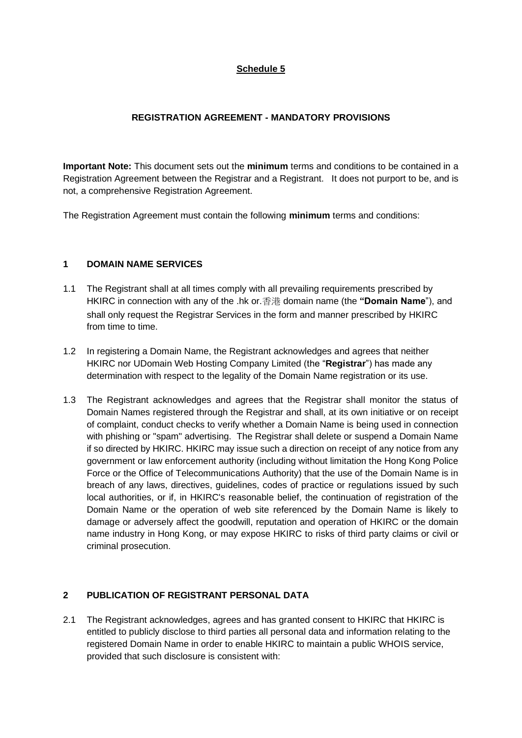**Schedule 5**

**REGISTRATION AGREEMENT - MANDATORY PROVISIONS**

**Important Note:** This document sets out the **minimum** terms and conditions to be contained in a Registration Agreement between the Registrar and a Registrant. It does not purport to be, and is not, a comprehensive Registration Agreement.

The Registration Agreement must contain the following **minimum** terms and conditions:

## 1 DOMAIN NAME SERVICES

1.1 The Registrant shall at all times comply with all prevailing requirements prescribed by HKIRC in connection with any of the .hk or.香港 domain name (the **"Domain Name"**), and shall only request the Registrar Services in the form and manner prescribed by HKIRC from time to time.

1.2 In registering a Domain Name, the Registrant acknowledges and agrees that neither HKIRC nor UDomain Web Hosting Company Limited (the "**Registrar**") has made any determination with respect to the legality of the Domain Name registration or its use.

1.3 The Registrant acknowledges and agrees that the Registrar shall monitor the status of Domain Names registered through the Registrar and shall, at its own initiative or on receipt of complaint, conduct checks to verify whether a Domain Name is being used in connection with phishing or "spam" advertising. The Registrar shall delete or suspend a Domain Name if so directed by HKIRC. HKIRC may issue such a direction on receipt of any notice from any government or law enforcement authority (including without limitation the Hong Kong Police Force or the Office of Telecommunications Authority) that the use of the Domain Name is in breach of any laws, directives, guidelines, codes of practice or regulations issued by such local authorities, or if, in HKIRC's reasonable belief, the continuation of registration of the Domain Name or the operation of web site referenced by the Domain Name is likely to damage or adversely affect the goodwill, reputation and operation of HKIRC or the domain name industry in Hong Kong, or may expose HKIRC to risks of third party claims or civil or criminal prosecution.

## 2 PUBLICATION OF REGISTRANT PERSONAL DATA

2.1 The Registrant acknowledges, agrees and has granted consent to HKIRC that HKIRC is entitled to publicly disclose to third parties all personal data and information relating to the registered Domain Name in order to enable HKIRC to maintain a public WHOIS service, provided that such disclosure is consistent with: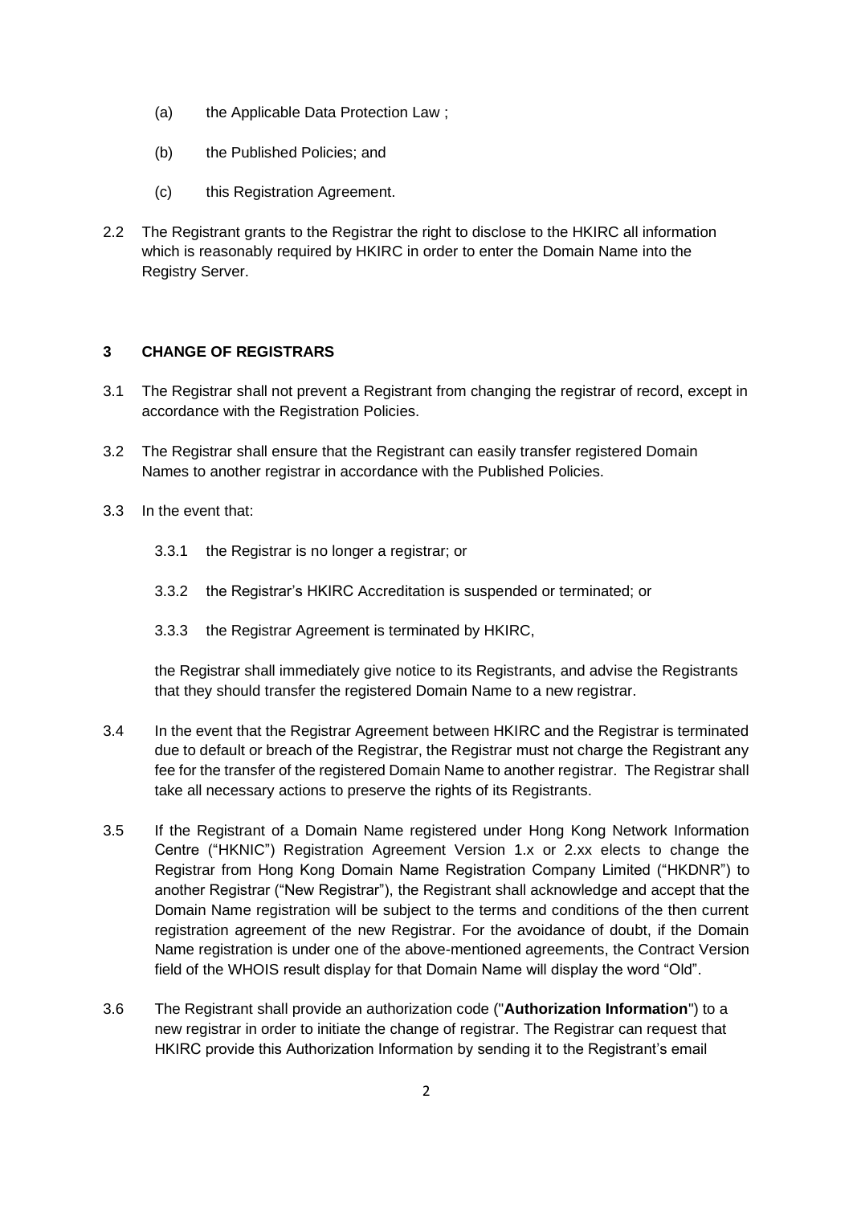(a) the Applicable Data Protection Law ;

(b) the Published Policies; and

(c) this Registration Agreement.

2.2 The Registrant grants to the Registrar the right to disclose to the HKIRC all information which is reasonably required by HKIRC in order to enter the Domain Name into the Registry Server.

### 3 CHANGE OF REGISTRARS

3.1 The Registrar shall not prevent a Registrant from changing the registrar of record, except in accordance with the Registration Policies.

3.2 The Registrar shall ensure that the Registrant can easily transfer registered Domain Names to another registrar in accordance with the Published Policies.

3.3 In the event that:

3.3.1 the Registrar is no longer a registrar; or

3.3.2 the Registrar's HKIRC Accreditation is suspended or terminated; or

3.3.3 the Registrar Agreement is terminated by HKIRC,

the Registrar shall immediately give notice to its Registrants, and advise the Registrants that they should transfer the registered Domain Name to a new registrar.

3.4 In the event that the Registrar Agreement between HKIRC and the Registrar is terminated due to default or breach of the Registrar, the Registrar must not charge the Registrant any fee for the transfer of the registered Domain Name to another registrar. The Registrar shall take all necessary actions to preserve the rights of its Registrants.

3.5 If the Registrant of a Domain Name registered under Hong Kong Network Information Centre ("HKNIC") Registration Agreement Version 1.x or 2.xx elects to change the Registrar from Hong Kong Domain Name Registration Company Limited ("HKDNR") to another Registrar ("New Registrar"), the Registrant shall acknowledge and accept that the Domain Name registration will be subject to the terms and conditions of the then current registration agreement of the new Registrar. For the avoidance of doubt, if the Domain Name registration is under one of the above-mentioned agreements, the Contract Version field of the WHOIS result display for that Domain Name will display the word "Old".

3.6 The Registrant shall provide an authorization code ("**Authorization Information**") to a new registrar in order to initiate the change of registrar. The Registrar can request that HKIRC provide this Authorization Information by sending it to the Registrant's email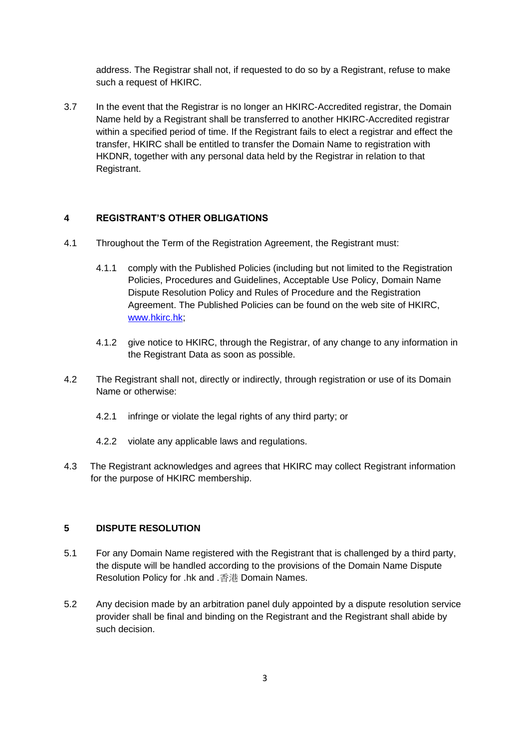address. The Registrar shall not, if requested to do so by a Registrant, refuse to make such a request of HKIRC.

3.7 In the event that the Registrar is no longer an HKIRC-Accredited registrar, the Domain Name held by a Registrant shall be transferred to another HKIRC-Accredited registrar within a specified period of time. If the Registrant fails to elect a registrar and effect the transfer, HKIRC shall be entitled to transfer the Domain Name to registration with HKDNR, together with any personal data held by the Registrar in relation to that Registrant.

## 4 REGISTRANT'S OTHER OBLIGATIONS

4.1 Throughout the Term of the Registration Agreement, the Registrant must:

4.1.1 comply with the Published Policies (including but not limited to the Registration Policies, Procedures and Guidelines, Acceptable Use Policy, Domain Name Dispute Resolution Policy and Rules of Procedure and the Registration Agreement. The Published Policies can be found on the web site of HKIRC, [www.hkirc.hk](http://www.hkirc.hk);

4.1.2 give notice to HKIRC, through the Registrar, of any change to any information in the Registrant Data as soon as possible.

4.2 The Registrant shall not, directly or indirectly, through registration or use of its Domain Name or otherwise:

4.2.1 infringe or violate the legal rights of any third party; or

4.2.2 violate any applicable laws and regulations.

4.3 The Registrant acknowledges and agrees that HKIRC may collect Registrant information for the purpose of HKIRC membership.

## 5 DISPUTE RESOLUTION

5.1 For any Domain Name registered with the Registrant that is challenged by a third party, the dispute will be handled according to the provisions of the Domain Name Dispute Resolution Policy for .hk and .香港 Domain Names.

5.2 Any decision made by an arbitration panel duly appointed by a dispute resolution service provider shall be final and binding on the Registrant and the Registrant shall abide by such decision.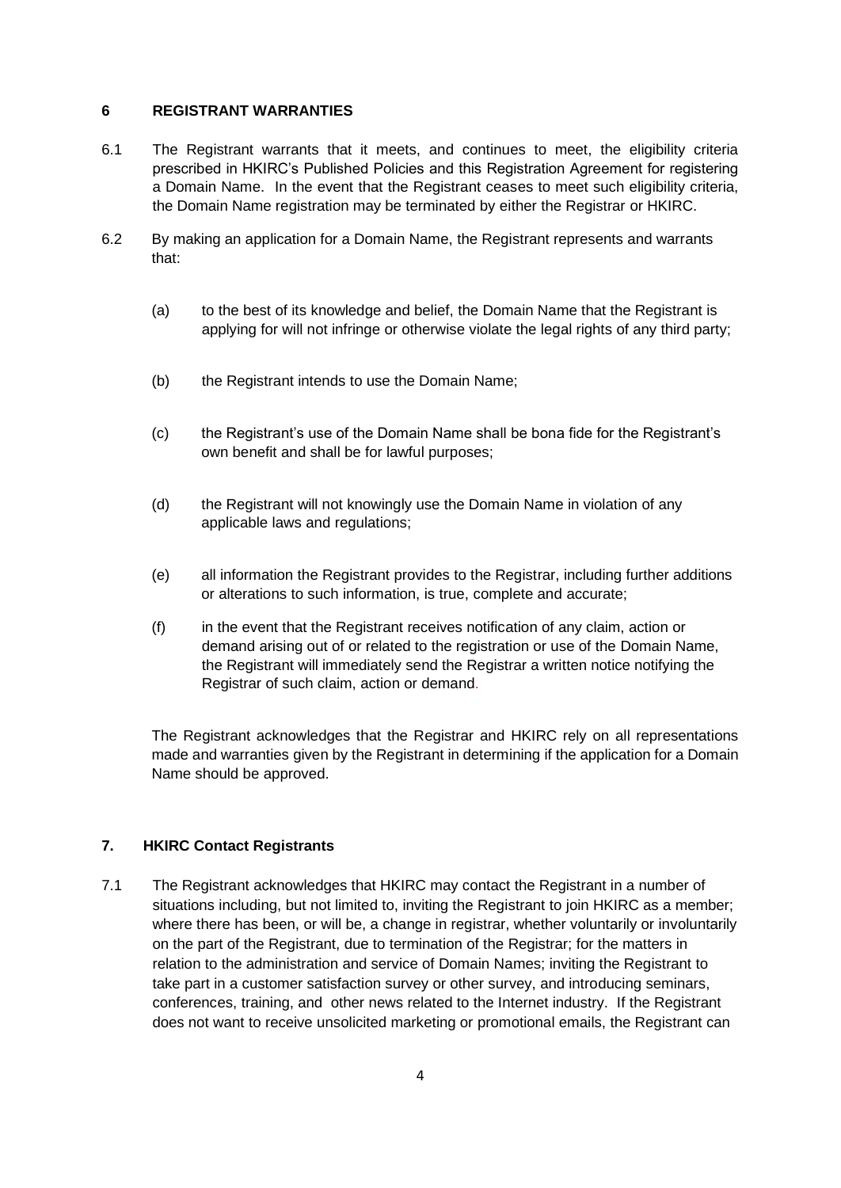## 6 REGISTRANT WARRANTIES

6.1 The Registrant warrants that it meets, and continues to meet, the eligibility criteria prescribed in HKIRC's Published Policies and this Registration Agreement for registering a Domain Name. In the event that the Registrant ceases to meet such eligibility criteria, the Domain Name registration may be terminated by either the Registrar or HKIRC.

6.2 By making an application for a Domain Name, the Registrant represents and warrants that:

(a) to the best of its knowledge and belief, the Domain Name that the Registrant is applying for will not infringe or otherwise violate the legal rights of any third party;

(b) the Registrant intends to use the Domain Name;

(c) the Registrant's use of the Domain Name shall be bona fide for the Registrant's own benefit and shall be for lawful purposes;

(d) the Registrant will not knowingly use the Domain Name in violation of any applicable laws and regulations;

(e) all information the Registrant provides to the Registrar, including further additions or alterations to such information, is true, complete and accurate;

(f) in the event that the Registrant receives notification of any claim, action or demand arising out of or related to the registration or use of the Domain Name, the Registrant will immediately send the Registrar a written notice notifying the Registrar of such claim, action or demand.

The Registrant acknowledges that the Registrar and HKIRC rely on all representations made and warranties given by the Registrant in determining if the application for a Domain Name should be approved.

## 7. HKIRC Contact Registrants

7.1 The Registrant acknowledges that HKIRC may contact the Registrant in a number of situations including, but not limited to, inviting the Registrant to join HKIRC as a member; where there has been, or will be, a change in registrar, whether voluntarily or involuntarily on the part of the Registrant, due to termination of the Registrar; for the matters in relation to the administration and service of Domain Names; inviting the Registrant to take part in a customer satisfaction survey or other survey, and introducing seminars, conferences, training, and other news related to the Internet industry. If the Registrant does not want to receive unsolicited marketing or promotional emails, the Registrant can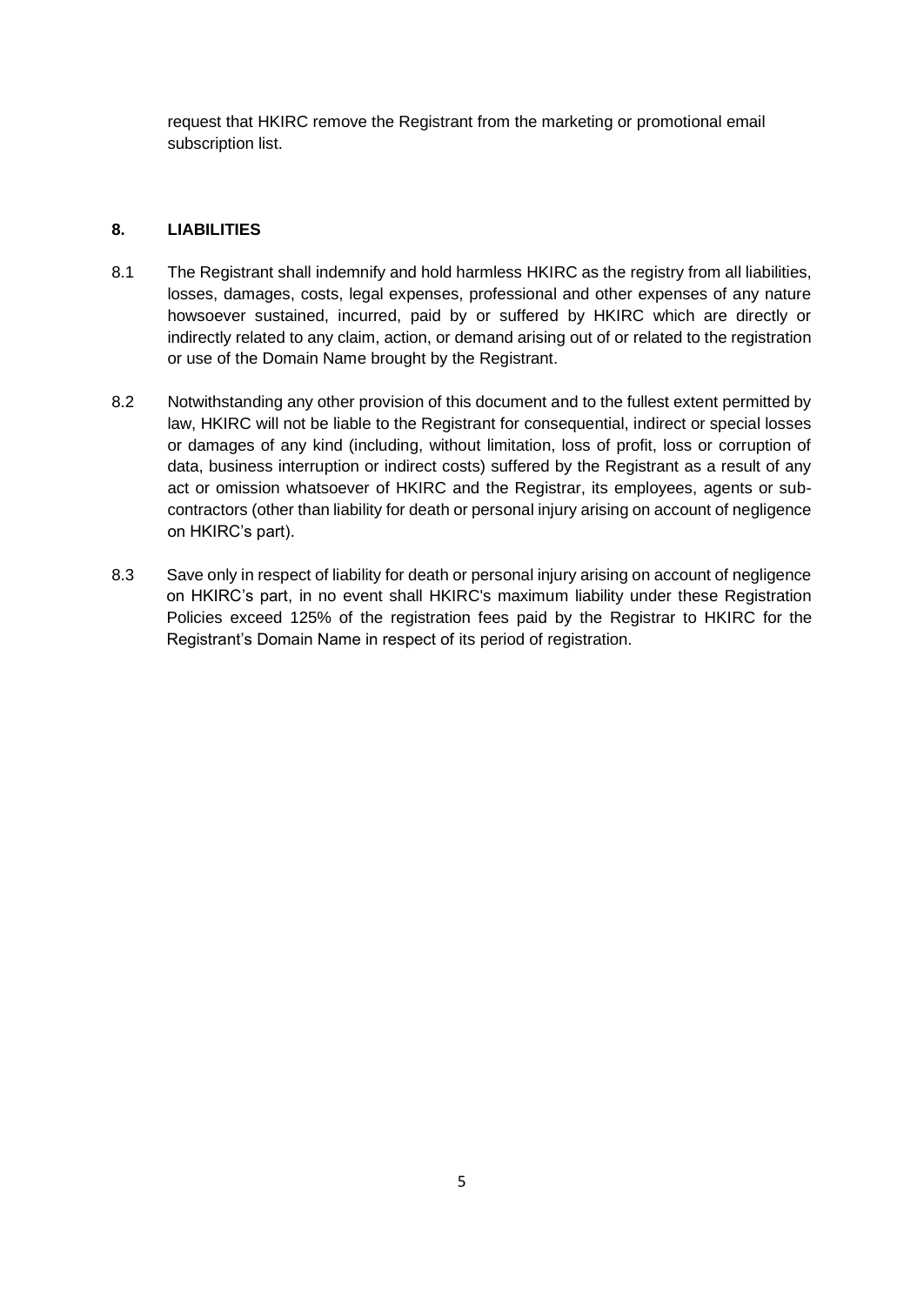request that HKIRC remove the Registrant from the marketing or promotional email subscription list.

## 8. LIABILITIES

8.1 The Registrant shall indemnify and hold harmless HKIRC as the registry from all liabilities, losses, damages, costs, legal expenses, professional and other expenses of any nature howsoever sustained, incurred, paid by or suffered by HKIRC which are directly or indirectly related to any claim, action, or demand arising out of or related to the registration or use of the Domain Name brought by the Registrant.

8.2 Notwithstanding any other provision of this document and to the fullest extent permitted by law, HKIRC will not be liable to the Registrant for consequential, indirect or special losses or damages of any kind (including, without limitation, loss of profit, loss or corruption of data, business interruption or indirect costs) suffered by the Registrant as a result of any act or omission whatsoever of HKIRC and the Registrar, its employees, agents or sub-contractors (other than liability for death or personal injury arising on account of negligence on HKIRC's part).

8.3 Save only in respect of liability for death or personal injury arising on account of negligence on HKIRC's part, in no event shall HKIRC's maximum liability under these Registration Policies exceed 125% of the registration fees paid by the Registrar to HKIRC for the Registrant's Domain Name in respect of its period of registration.